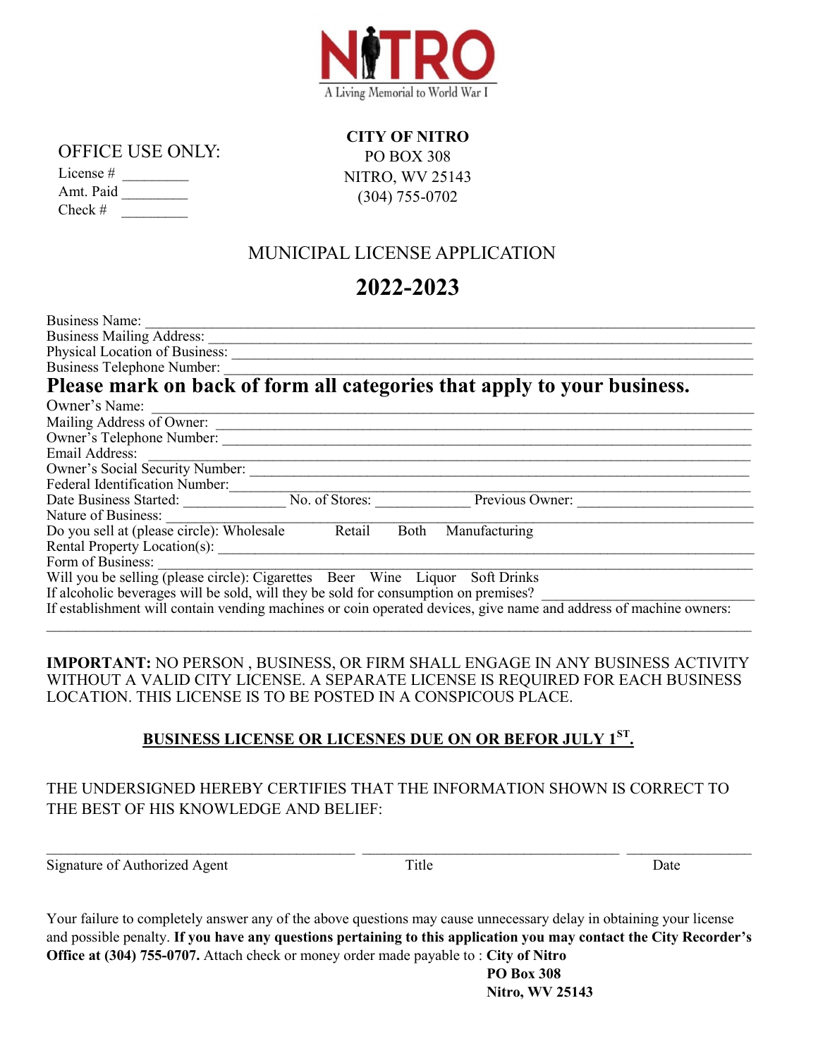NITRO
A Living Memorial to World War I

OFFICE USE ONLY:

License # _________
Amt. Paid _________
Check # _________

**CITY OF NITRO**
PO BOX 308
NITRO, WV 25143
(304) 755-0702

MUNICIPAL LICENSE APPLICATION

# 2022-2023

Business Name: ______________________________________________
Business Mailing Address: ______________________________________________
Physical Location of Business: ______________________________________________
Business Telephone Number: ______________________________________________

## Please mark on back of form all categories that apply to your business.

Owner's Name: ______________________________________________
Mailing Address of Owner: ______________________________________________
Owner's Telephone Number: ______________________________________________
Email Address: ______________________________________________
Owner's Social Security Number: ______________________________________________
Federal Identification Number: ______________________________________________
Date Business Started: _____________ No. of Stores: ____________ Previous Owner: ______________________
Nature of Business: ______________________________________________
Do you sell at (please circle): Wholesale Retail Both Manufacturing
Rental Property Location(s): ______________________________________________
Form of Business: ______________________________________________
Will you be selling (please circle): Cigarettes Beer Wine Liquor Soft Drinks
If alcoholic beverages will be sold, will they be sold for consumption on premises? ______________________
If establishment will contain vending machines or coin operated devices, give name and address of machine owners:
______________________________________________

**IMPORTANT:** NO PERSON , BUSINESS, OR FIRM SHALL ENGAGE IN ANY BUSINESS ACTIVITY WITHOUT A VALID CITY LICENSE. A SEPARATE LICENSE IS REQUIRED FOR EACH BUSINESS LOCATION. THIS LICENSE IS TO BE POSTED IN A CONSPICOUS PLACE.

**BUSINESS LICENSE OR LICESNES DUE ON OR BEFOR JULY 1ST.**

THE UNDERSIGNED HEREBY CERTIFIES THAT THE INFORMATION SHOWN IS CORRECT TO THE BEST OF HIS KNOWLEDGE AND BELIEF:

________________________________ ______________________________ ______________
Signature of Authorized Agent Title Date

Your failure to completely answer any of the above questions may cause unnecessary delay in obtaining your license and possible penalty. **If you have any questions pertaining to this application you may contact the City Recorder's Office at (304) 755-0707.** Attach check or money order made payable to : **City of Nitro**
**PO Box 308**
**Nitro, WV 25143**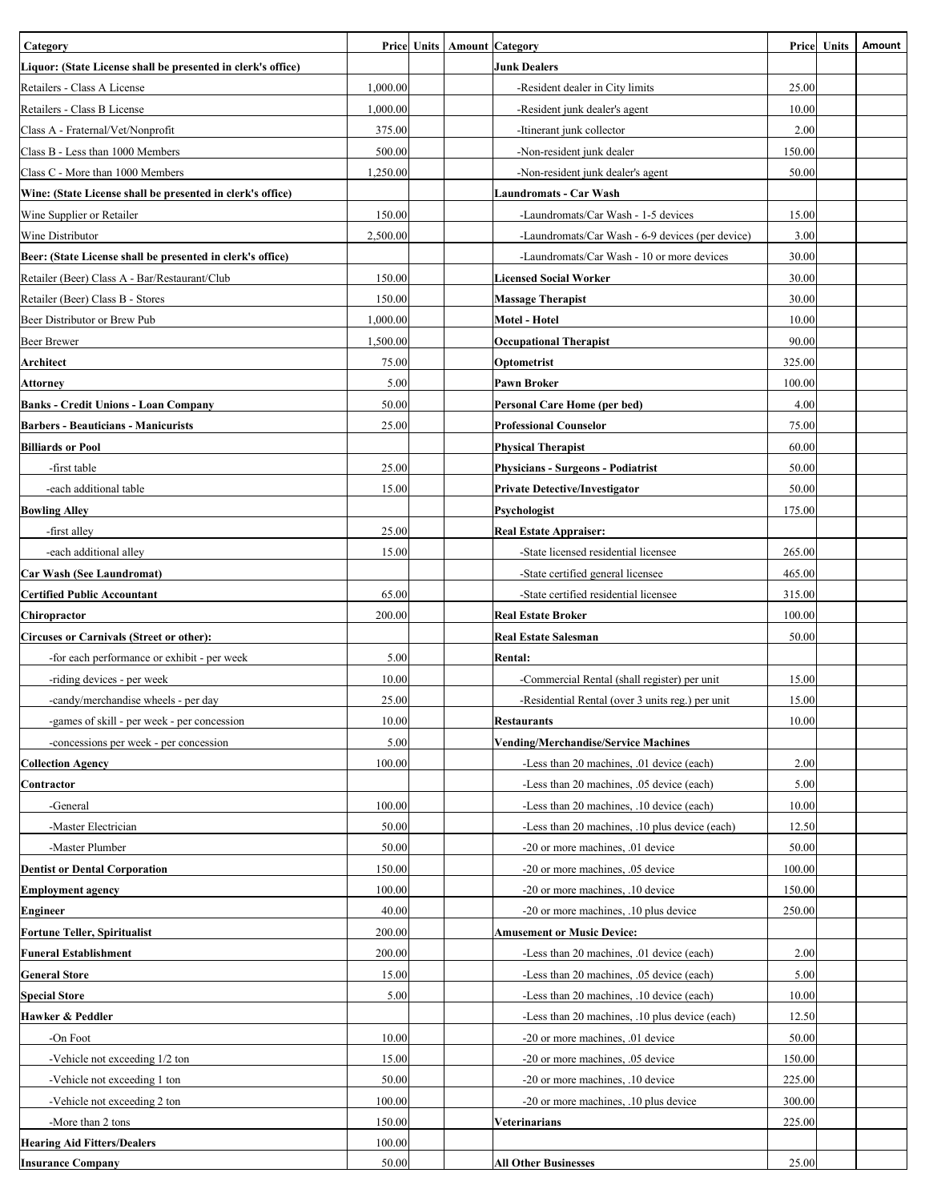| Category | Price | Units | Amount | Category | Price | Units | Amount |
|---|---|---|---|---|---|---|---|
| **Liquor: (State License shall be presented in clerk's office)** | | | | **Junk Dealers** | | | |
| Retailers - Class A License | 1,000.00 | | | -Resident dealer in City limits | 25.00 | | |
| Retailers - Class B License | 1,000.00 | | | -Resident junk dealer's agent | 10.00 | | |
| Class A - Fraternal/Vet/Nonprofit | 375.00 | | | -Itinerant junk collector | 2.00 | | |
| Class B - Less than 1000 Members | 500.00 | | | -Non-resident junk dealer | 150.00 | | |
| Class C - More than 1000 Members | 1,250.00 | | | -Non-resident junk dealer's agent | 50.00 | | |
| **Wine: (State License shall be presented in clerk's office)** | | | | **Laundromats - Car Wash** | | | |
| Wine Supplier or Retailer | 150.00 | | | -Laundromats/Car Wash - 1-5 devices | 15.00 | | |
| Wine Distributor | 2,500.00 | | | -Laundromats/Car Wash - 6-9 devices (per device) | 3.00 | | |
| **Beer: (State License shall be presented in clerk's office)** | | | | -Laundromats/Car Wash - 10 or more devices | 30.00 | | |
| Retailer (Beer) Class A - Bar/Restaurant/Club | 150.00 | | | **Licensed Social Worker** | 30.00 | | |
| Retailer (Beer) Class B - Stores | 150.00 | | | **Massage Therapist** | 30.00 | | |
| Beer Distributor or Brew Pub | 1,000.00 | | | **Motel - Hotel** | 10.00 | | |
| Beer Brewer | 1,500.00 | | | **Occupational Therapist** | 90.00 | | |
| **Architect** | 75.00 | | | **Optometrist** | 325.00 | | |
| **Attorney** | 5.00 | | | **Pawn Broker** | 100.00 | | |
| **Banks - Credit Unions - Loan Company** | 50.00 | | | **Personal Care Home (per bed)** | 4.00 | | |
| **Barbers - Beauticians - Manicurists** | 25.00 | | | **Professional Counselor** | 75.00 | | |
| **Billiards or Pool** | | | | **Physical Therapist** | 60.00 | | |
| -first table | 25.00 | | | **Physicians - Surgeons - Podiatrist** | 50.00 | | |
| -each additional table | 15.00 | | | **Private Detective/Investigator** | 50.00 | | |
| **Bowling Alley** | | | | **Psychologist** | 175.00 | | |
| -first alley | 25.00 | | | **Real Estate Appraiser:** | | | |
| -each additional alley | 15.00 | | | -State licensed residential licensee | 265.00 | | |
| **Car Wash (See Laundromat)** | | | | -State certified general licensee | 465.00 | | |
| **Certified Public Accountant** | 65.00 | | | -State certified residential licensee | 315.00 | | |
| **Chiropractor** | 200.00 | | | **Real Estate Broker** | 100.00 | | |
| **Circuses or Carnivals (Street or other):** | | | | **Real Estate Salesman** | 50.00 | | |
| -for each performance or exhibit - per week | 5.00 | | | **Rental:** | | | |
| -riding devices - per week | 10.00 | | | -Commercial Rental (shall register) per unit | 15.00 | | |
| -candy/merchandise wheels - per day | 25.00 | | | -Residential Rental (over 3 units reg.) per unit | 15.00 | | |
| -games of skill - per week - per concession | 10.00 | | | **Restaurants** | 10.00 | | |
| -concessions per week - per concession | 5.00 | | | **Vending/Merchandise/Service Machines** | | | |
| **Collection Agency** | 100.00 | | | -Less than 20 machines, .01 device (each) | 2.00 | | |
| **Contractor** | | | | -Less than 20 machines, .05 device (each) | 5.00 | | |
| -General | 100.00 | | | -Less than 20 machines, .10 device (each) | 10.00 | | |
| -Master Electrician | 50.00 | | | -Less than 20 machines, .10 plus device (each) | 12.50 | | |
| -Master Plumber | 50.00 | | | -20 or more machines, .01 device | 50.00 | | |
| **Dentist or Dental Corporation** | 150.00 | | | -20 or more machines, .05 device | 100.00 | | |
| **Employment agency** | 100.00 | | | -20 or more machines, .10 device | 150.00 | | |
| **Engineer** | 40.00 | | | -20 or more machines, .10 plus device | 250.00 | | |
| **Fortune Teller, Spiritualist** | 200.00 | | | **Amusement or Music Device:** | | | |
| **Funeral Establishment** | 200.00 | | | -Less than 20 machines, .01 device (each) | 2.00 | | |
| **General Store** | 15.00 | | | -Less than 20 machines, .05 device (each) | 5.00 | | |
| **Special Store** | 5.00 | | | -Less than 20 machines, .10 device (each) | 10.00 | | |
| **Hawker & Peddler** | | | | -Less than 20 machines, .10 plus device (each) | 12.50 | | |
| -On Foot | 10.00 | | | -20 or more machines, .01 device | 50.00 | | |
| -Vehicle not exceeding 1/2 ton | 15.00 | | | -20 or more machines, .05 device | 150.00 | | |
| -Vehicle not exceeding 1 ton | 50.00 | | | -20 or more machines, .10 device | 225.00 | | |
| -Vehicle not exceeding 2 ton | 100.00 | | | -20 or more machines, .10 plus device | 300.00 | | |
| -More than 2 tons | 150.00 | | | **Veterinarians** | 225.00 | | |
| **Hearing Aid Fitters/Dealers** | 100.00 | | | | | | |
| **Insurance Company** | 50.00 | | | **All Other Businesses** | 25.00 | | |